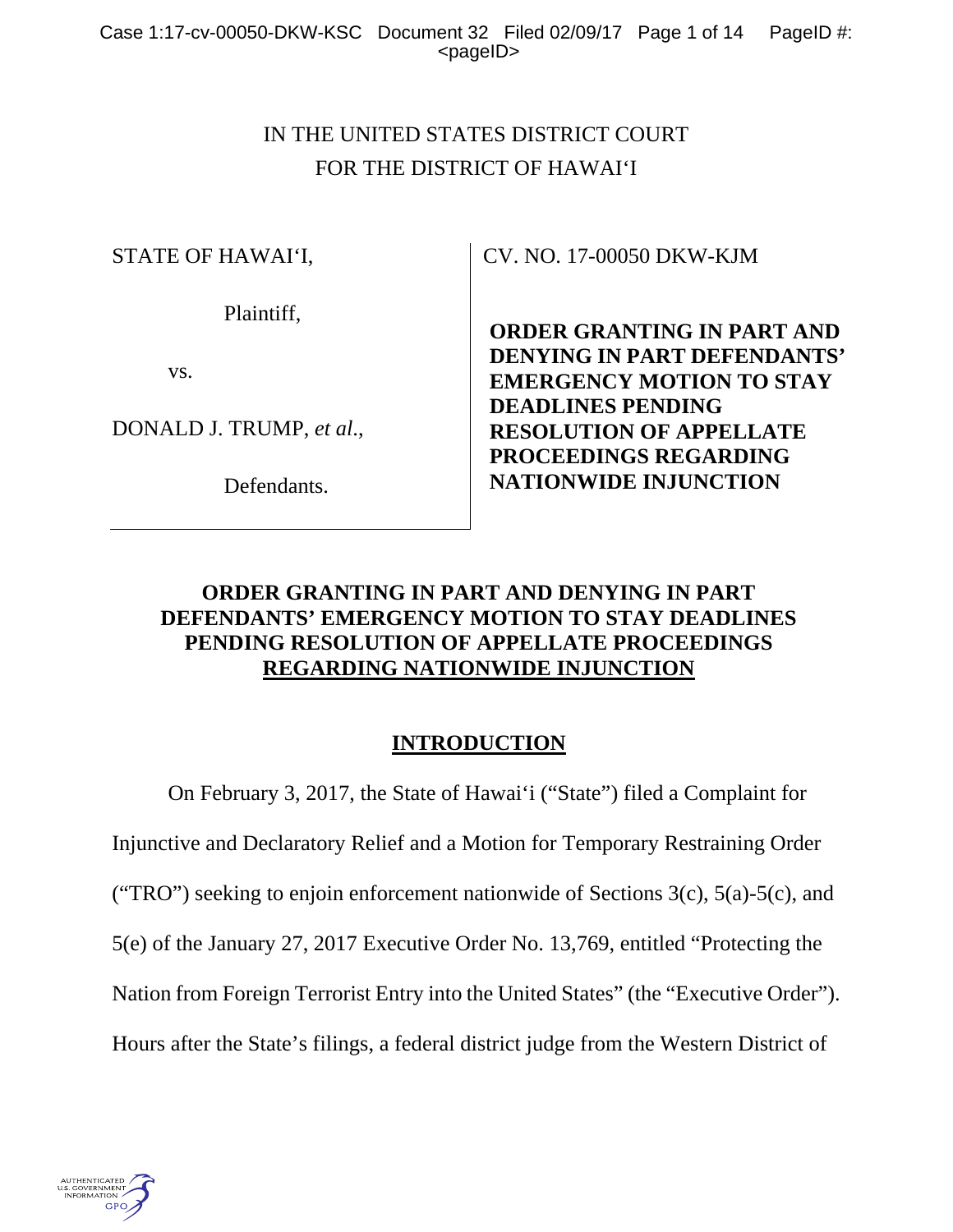IN THE UNITED STATES DISTRICT COURT
FOR THE DISTRICT OF HAWAI'I

| | |
|---|---|
| STATE OF HAWAI'I,<br><br>Plaintiff,<br><br>vs.<br><br>DONALD J. TRUMP, *et al.*,<br><br>Defendants. | CV. NO. 17-00050 DKW-KJM<br><br>**ORDER GRANTING IN PART AND DENYING IN PART DEFENDANTS' EMERGENCY MOTION TO STAY DEADLINES PENDING RESOLUTION OF APPELLATE PROCEEDINGS REGARDING NATIONWIDE INJUNCTION** |

## ORDER GRANTING IN PART AND DENYING IN PART DEFENDANTS' EMERGENCY MOTION TO STAY DEADLINES PENDING RESOLUTION OF APPELLATE PROCEEDINGS REGARDING NATIONWIDE INJUNCTION

## INTRODUCTION

On February 3, 2017, the State of Hawai'i ("State") filed a Complaint for Injunctive and Declaratory Relief and a Motion for Temporary Restraining Order ("TRO") seeking to enjoin enforcement nationwide of Sections 3(c), 5(a)-5(c), and 5(e) of the January 27, 2017 Executive Order No. 13,769, entitled "Protecting the Nation from Foreign Terrorist Entry into the United States" (the "Executive Order"). Hours after the State's filings, a federal district judge from the Western District of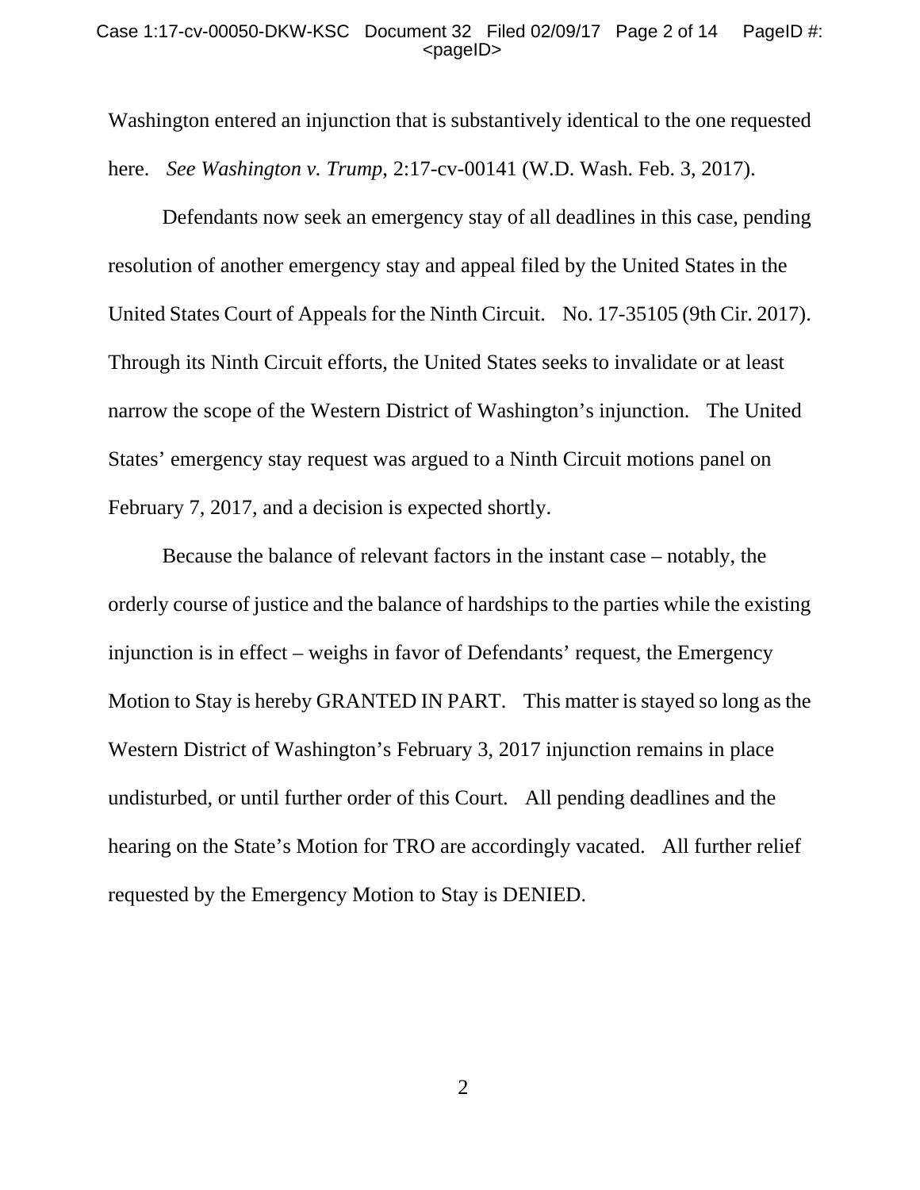Washington entered an injunction that is substantively identical to the one requested here. *See Washington v. Trump*, 2:17-cv-00141 (W.D. Wash. Feb. 3, 2017).

Defendants now seek an emergency stay of all deadlines in this case, pending resolution of another emergency stay and appeal filed by the United States in the United States Court of Appeals for the Ninth Circuit. No. 17-35105 (9th Cir. 2017). Through its Ninth Circuit efforts, the United States seeks to invalidate or at least narrow the scope of the Western District of Washington's injunction. The United States' emergency stay request was argued to a Ninth Circuit motions panel on February 7, 2017, and a decision is expected shortly.

Because the balance of relevant factors in the instant case – notably, the orderly course of justice and the balance of hardships to the parties while the existing injunction is in effect – weighs in favor of Defendants' request, the Emergency Motion to Stay is hereby GRANTED IN PART. This matter is stayed so long as the Western District of Washington's February 3, 2017 injunction remains in place undisturbed, or until further order of this Court. All pending deadlines and the hearing on the State's Motion for TRO are accordingly vacated. All further relief requested by the Emergency Motion to Stay is DENIED.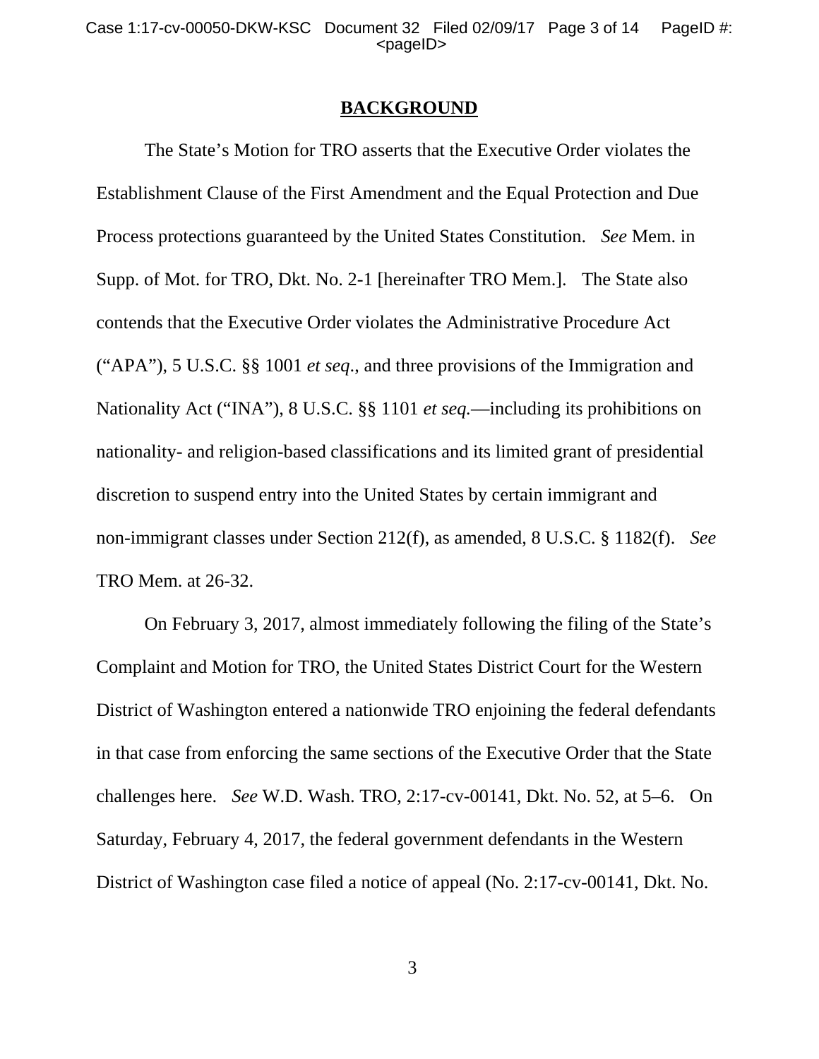## BACKGROUND

The State's Motion for TRO asserts that the Executive Order violates the Establishment Clause of the First Amendment and the Equal Protection and Due Process protections guaranteed by the United States Constitution. *See* Mem. in Supp. of Mot. for TRO, Dkt. No. 2-1 [hereinafter TRO Mem.]. The State also contends that the Executive Order violates the Administrative Procedure Act ("APA"), 5 U.S.C. §§ 1001 *et seq*., and three provisions of the Immigration and Nationality Act ("INA"), 8 U.S.C. §§ 1101 *et seq.*—including its prohibitions on nationality- and religion-based classifications and its limited grant of presidential discretion to suspend entry into the United States by certain immigrant and non-immigrant classes under Section 212(f), as amended, 8 U.S.C. § 1182(f). *See* TRO Mem. at 26-32.

On February 3, 2017, almost immediately following the filing of the State's Complaint and Motion for TRO, the United States District Court for the Western District of Washington entered a nationwide TRO enjoining the federal defendants in that case from enforcing the same sections of the Executive Order that the State challenges here. *See* W.D. Wash. TRO, 2:17-cv-00141, Dkt. No. 52, at 5–6. On Saturday, February 4, 2017, the federal government defendants in the Western District of Washington case filed a notice of appeal (No. 2:17-cv-00141, Dkt. No.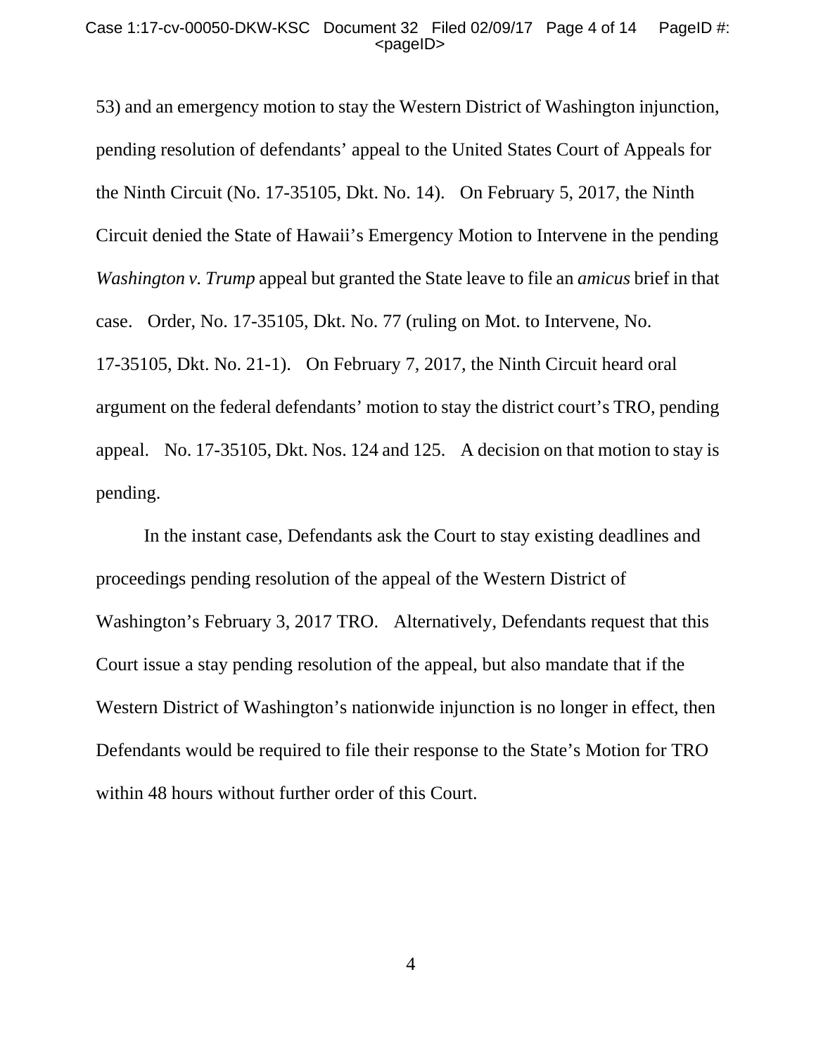53) and an emergency motion to stay the Western District of Washington injunction, pending resolution of defendants' appeal to the United States Court of Appeals for the Ninth Circuit (No. 17-35105, Dkt. No. 14). On February 5, 2017, the Ninth Circuit denied the State of Hawaii's Emergency Motion to Intervene in the pending *Washington v. Trump* appeal but granted the State leave to file an *amicus* brief in that case. Order, No. 17-35105, Dkt. No. 77 (ruling on Mot. to Intervene, No. 17-35105, Dkt. No. 21-1). On February 7, 2017, the Ninth Circuit heard oral argument on the federal defendants' motion to stay the district court's TRO, pending appeal. No. 17-35105, Dkt. Nos. 124 and 125. A decision on that motion to stay is pending.

In the instant case, Defendants ask the Court to stay existing deadlines and proceedings pending resolution of the appeal of the Western District of Washington's February 3, 2017 TRO. Alternatively, Defendants request that this Court issue a stay pending resolution of the appeal, but also mandate that if the Western District of Washington's nationwide injunction is no longer in effect, then Defendants would be required to file their response to the State's Motion for TRO within 48 hours without further order of this Court.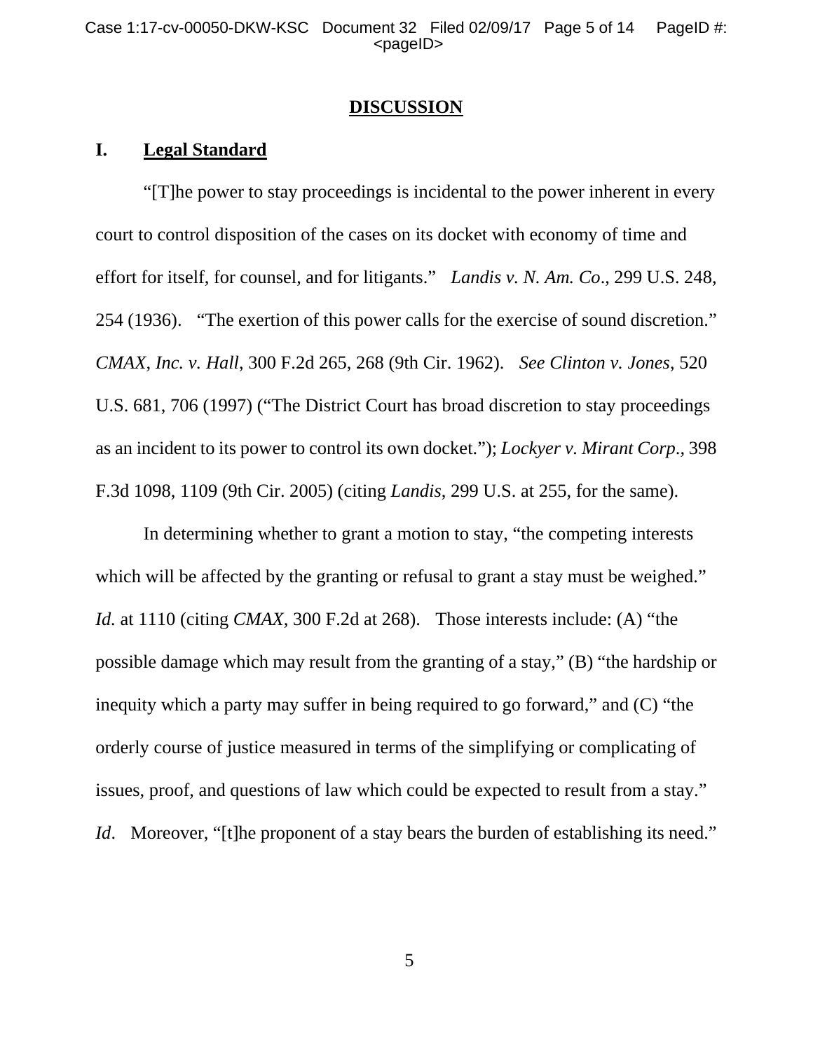## DISCUSSION

### I. Legal Standard

"[T]he power to stay proceedings is incidental to the power inherent in every court to control disposition of the cases on its docket with economy of time and effort for itself, for counsel, and for litigants." *Landis v. N. Am. Co*., 299 U.S. 248, 254 (1936). "The exertion of this power calls for the exercise of sound discretion." *CMAX, Inc. v. Hall*, 300 F.2d 265, 268 (9th Cir. 1962). *See Clinton v. Jones*, 520 U.S. 681, 706 (1997) ("The District Court has broad discretion to stay proceedings as an incident to its power to control its own docket."); *Lockyer v. Mirant Corp*., 398 F.3d 1098, 1109 (9th Cir. 2005) (citing *Landis*, 299 U.S. at 255, for the same).

In determining whether to grant a motion to stay, "the competing interests which will be affected by the granting or refusal to grant a stay must be weighed." *Id.* at 1110 (citing *CMAX*, 300 F.2d at 268). Those interests include: (A) "the possible damage which may result from the granting of a stay," (B) "the hardship or inequity which a party may suffer in being required to go forward," and (C) "the orderly course of justice measured in terms of the simplifying or complicating of issues, proof, and questions of law which could be expected to result from a stay." *Id*. Moreover, "[t]he proponent of a stay bears the burden of establishing its need."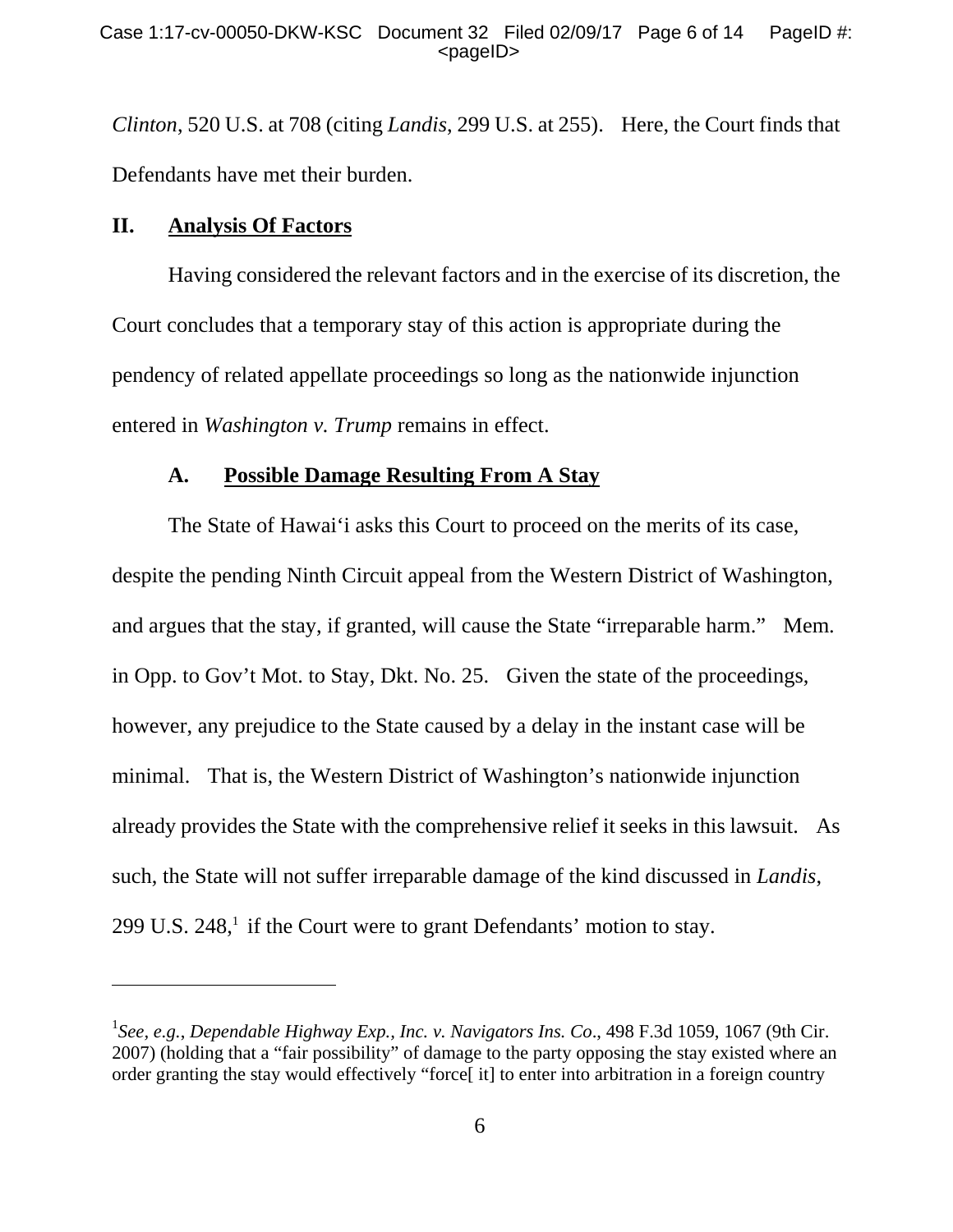*Clinton*, 520 U.S. at 708 (citing *Landis*, 299 U.S. at 255). Here, the Court finds that Defendants have met their burden.

## II. Analysis Of Factors

Having considered the relevant factors and in the exercise of its discretion, the Court concludes that a temporary stay of this action is appropriate during the pendency of related appellate proceedings so long as the nationwide injunction entered in *Washington v. Trump* remains in effect.

### A. Possible Damage Resulting From A Stay

The State of Hawai'i asks this Court to proceed on the merits of its case, despite the pending Ninth Circuit appeal from the Western District of Washington, and argues that the stay, if granted, will cause the State "irreparable harm." Mem. in Opp. to Gov't Mot. to Stay, Dkt. No. 25. Given the state of the proceedings, however, any prejudice to the State caused by a delay in the instant case will be minimal. That is, the Western District of Washington's nationwide injunction already provides the State with the comprehensive relief it seeks in this lawsuit. As such, the State will not suffer irreparable damage of the kind discussed in *Landis*, 299 U.S. 248,[1] if the Court were to grant Defendants' motion to stay.

---

[1]*See, e.g.*, *Dependable Highway Exp., Inc. v. Navigators Ins. Co*., 498 F.3d 1059, 1067 (9th Cir. 2007) (holding that a "fair possibility" of damage to the party opposing the stay existed where an order granting the stay would effectively "force[ it] to enter into arbitration in a foreign country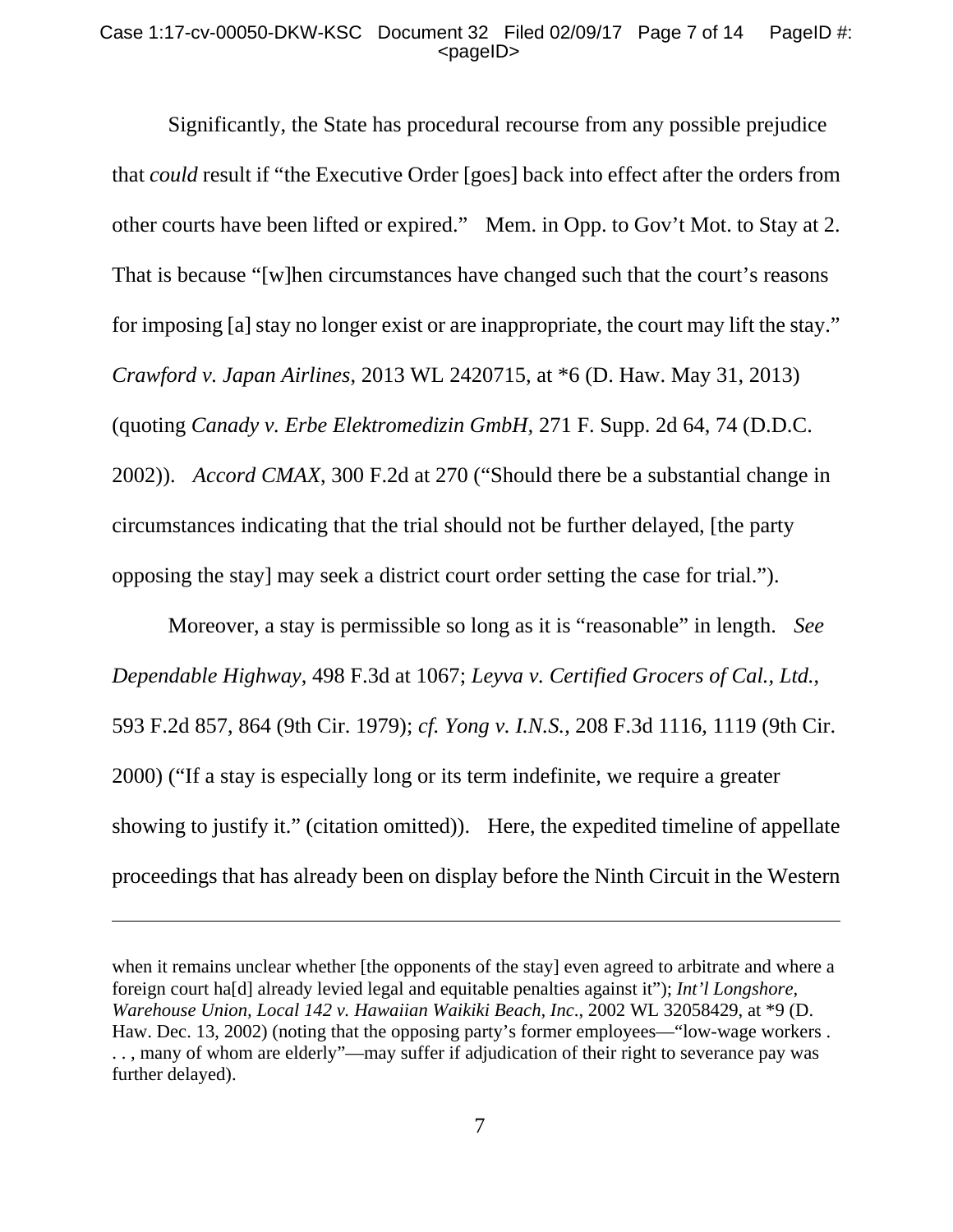Significantly, the State has procedural recourse from any possible prejudice that *could* result if "the Executive Order [goes] back into effect after the orders from other courts have been lifted or expired." Mem. in Opp. to Gov't Mot. to Stay at 2. That is because "[w]hen circumstances have changed such that the court's reasons for imposing [a] stay no longer exist or are inappropriate, the court may lift the stay." *Crawford v. Japan Airlines*, 2013 WL 2420715, at *6 (D. Haw. May 31, 2013) (quoting *Canady v. Erbe Elektromedizin GmbH*, 271 F. Supp. 2d 64, 74 (D.D.C. 2002)). *Accord CMAX*, 300 F.2d at 270 ("Should there be a substantial change in circumstances indicating that the trial should not be further delayed, [the party opposing the stay] may seek a district court order setting the case for trial.").

Moreover, a stay is permissible so long as it is "reasonable" in length. *See Dependable Highway*, 498 F.3d at 1067; *Leyva v. Certified Grocers of Cal., Ltd.*, 593 F.2d 857, 864 (9th Cir. 1979); *cf. Yong v. I.N.S.*, 208 F.3d 1116, 1119 (9th Cir. 2000) ("If a stay is especially long or its term indefinite, we require a greater showing to justify it." (citation omitted)). Here, the expedited timeline of appellate proceedings that has already been on display before the Ninth Circuit in the Western

---

when it remains unclear whether [the opponents of the stay] even agreed to arbitrate and where a foreign court ha[d] already levied legal and equitable penalties against it"); *Int'l Longshore, Warehouse Union, Local 142 v. Hawaiian Waikiki Beach, Inc*., 2002 WL 32058429, at *9 (D. Haw. Dec. 13, 2002) (noting that the opposing party's former employees—"low-wage workers . . . , many of whom are elderly"—may suffer if adjudication of their right to severance pay was further delayed).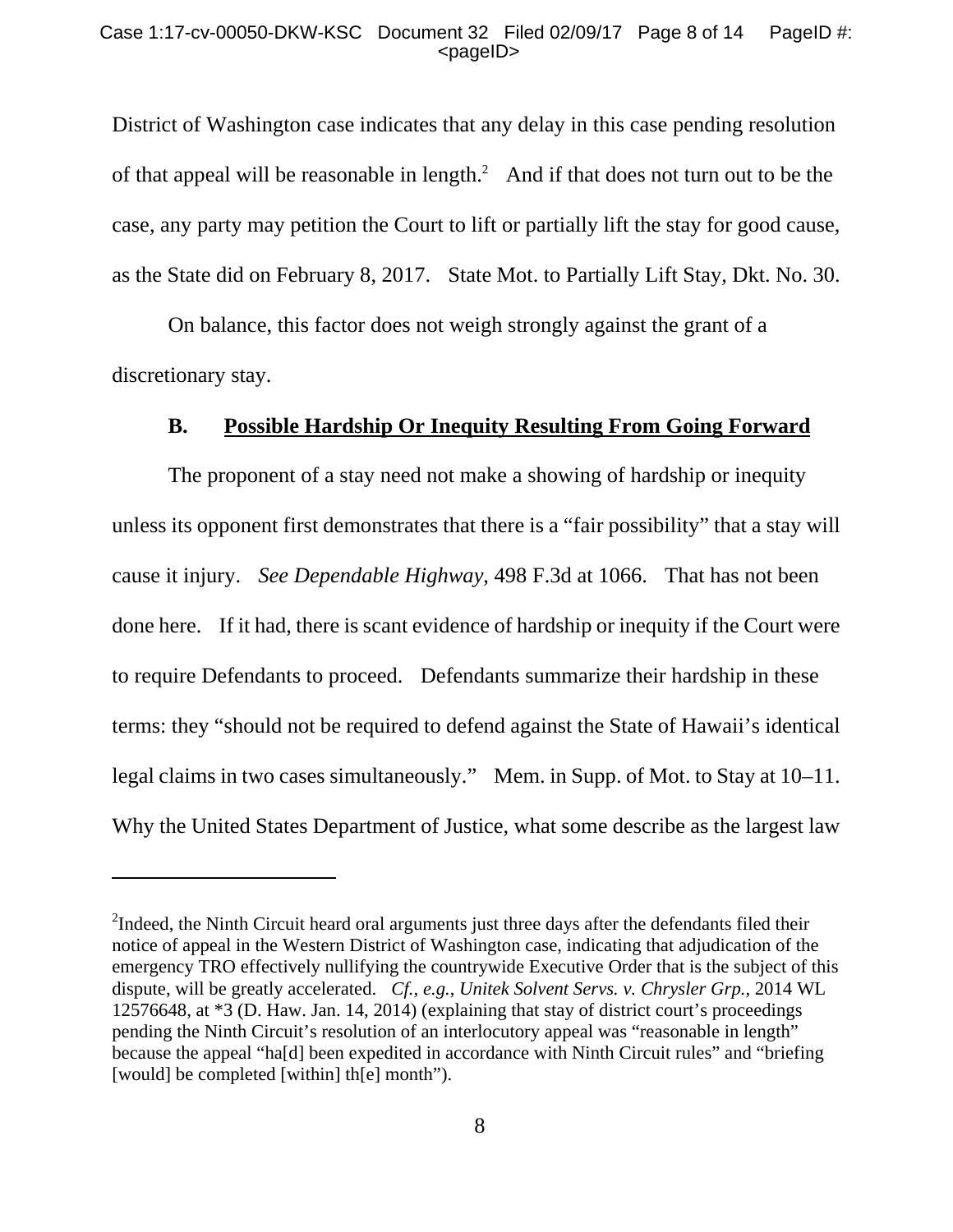District of Washington case indicates that any delay in this case pending resolution of that appeal will be reasonable in length.[2] And if that does not turn out to be the case, any party may petition the Court to lift or partially lift the stay for good cause, as the State did on February 8, 2017. State Mot. to Partially Lift Stay, Dkt. No. 30.

On balance, this factor does not weigh strongly against the grant of a discretionary stay.

### B. Possible Hardship Or Inequity Resulting From Going Forward

The proponent of a stay need not make a showing of hardship or inequity unless its opponent first demonstrates that there is a "fair possibility" that a stay will cause it injury. *See Dependable Highway*, 498 F.3d at 1066. That has not been done here. If it had, there is scant evidence of hardship or inequity if the Court were to require Defendants to proceed. Defendants summarize their hardship in these terms: they "should not be required to defend against the State of Hawaii's identical legal claims in two cases simultaneously." Mem. in Supp. of Mot. to Stay at 10–11. Why the United States Department of Justice, what some describe as the largest law

---

[2]Indeed, the Ninth Circuit heard oral arguments just three days after the defendants filed their notice of appeal in the Western District of Washington case, indicating that adjudication of the emergency TRO effectively nullifying the countrywide Executive Order that is the subject of this dispute, will be greatly accelerated. *Cf.*, *e.g.*, *Unitek Solvent Servs. v. Chrysler Grp.*, 2014 WL 12576648, at *3 (D. Haw. Jan. 14, 2014) (explaining that stay of district court's proceedings pending the Ninth Circuit's resolution of an interlocutory appeal was "reasonable in length" because the appeal "ha[d] been expedited in accordance with Ninth Circuit rules" and "briefing [would] be completed [within] th[e] month").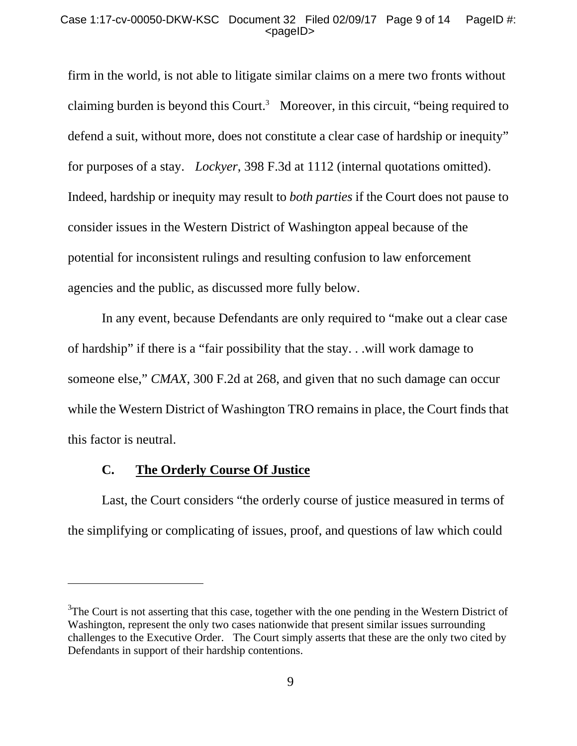firm in the world, is not able to litigate similar claims on a mere two fronts without claiming burden is beyond this Court.[3] Moreover, in this circuit, "being required to defend a suit, without more, does not constitute a clear case of hardship or inequity" for purposes of a stay. *Lockyer*, 398 F.3d at 1112 (internal quotations omitted). Indeed, hardship or inequity may result to *both parties* if the Court does not pause to consider issues in the Western District of Washington appeal because of the potential for inconsistent rulings and resulting confusion to law enforcement agencies and the public, as discussed more fully below.

In any event, because Defendants are only required to "make out a clear case of hardship" if there is a "fair possibility that the stay. . .will work damage to someone else," *CMAX*, 300 F.2d at 268, and given that no such damage can occur while the Western District of Washington TRO remains in place, the Court finds that this factor is neutral.

### C. **The Orderly Course Of Justice**

Last, the Court considers "the orderly course of justice measured in terms of the simplifying or complicating of issues, proof, and questions of law which could

[3]The Court is not asserting that this case, together with the one pending in the Western District of Washington, represent the only two cases nationwide that present similar issues surrounding challenges to the Executive Order. The Court simply asserts that these are the only two cited by Defendants in support of their hardship contentions.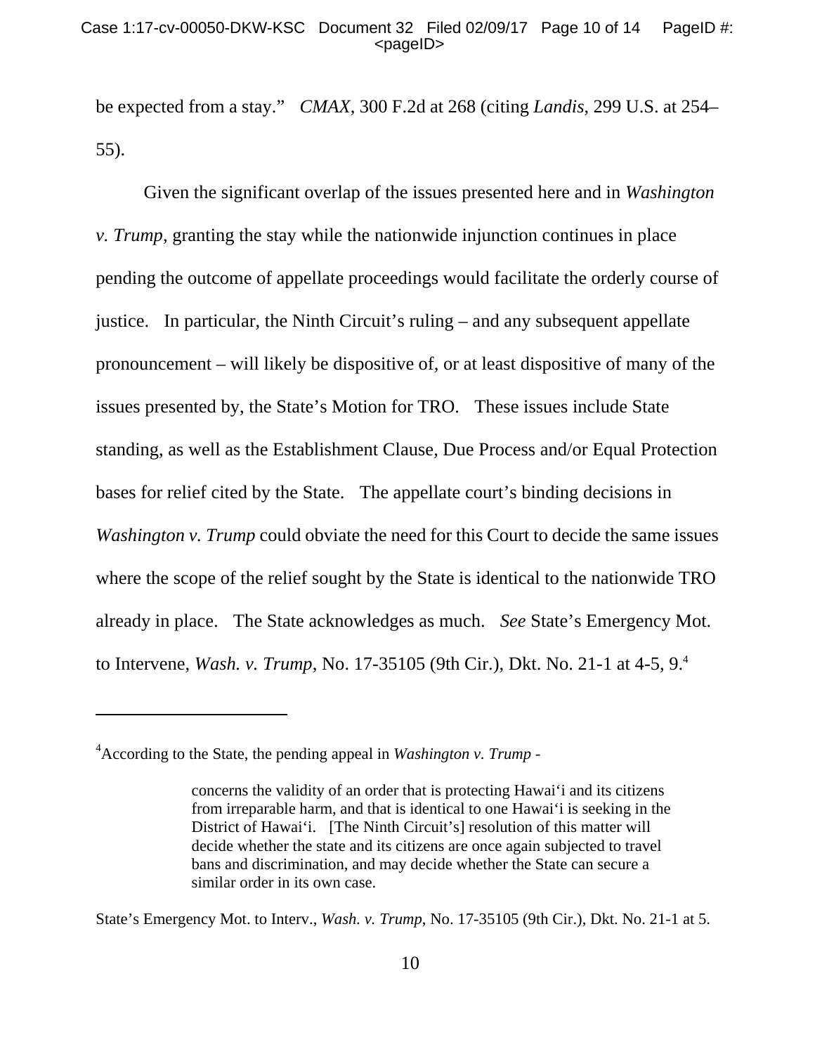be expected from a stay." *CMAX*, 300 F.2d at 268 (citing *Landis*, 299 U.S. at 254–55).

Given the significant overlap of the issues presented here and in *Washington v. Trump*, granting the stay while the nationwide injunction continues in place pending the outcome of appellate proceedings would facilitate the orderly course of justice. In particular, the Ninth Circuit's ruling – and any subsequent appellate pronouncement – will likely be dispositive of, or at least dispositive of many of the issues presented by, the State's Motion for TRO. These issues include State standing, as well as the Establishment Clause, Due Process and/or Equal Protection bases for relief cited by the State. The appellate court's binding decisions in *Washington v. Trump* could obviate the need for this Court to decide the same issues where the scope of the relief sought by the State is identical to the nationwide TRO already in place. The State acknowledges as much. *See* State's Emergency Mot. to Intervene, *Wash. v. Trump*, No. 17-35105 (9th Cir.), Dkt. No. 21-1 at 4-5, 9.[4]

---

[4]According to the State, the pending appeal in *Washington v. Trump* -

> concerns the validity of an order that is protecting Hawai'i and its citizens from irreparable harm, and that is identical to one Hawai'i is seeking in the District of Hawai'i. [The Ninth Circuit's] resolution of this matter will decide whether the state and its citizens are once again subjected to travel bans and discrimination, and may decide whether the State can secure a similar order in its own case.

State's Emergency Mot. to Interv., *Wash. v. Trump*, No. 17-35105 (9th Cir.), Dkt. No. 21-1 at 5.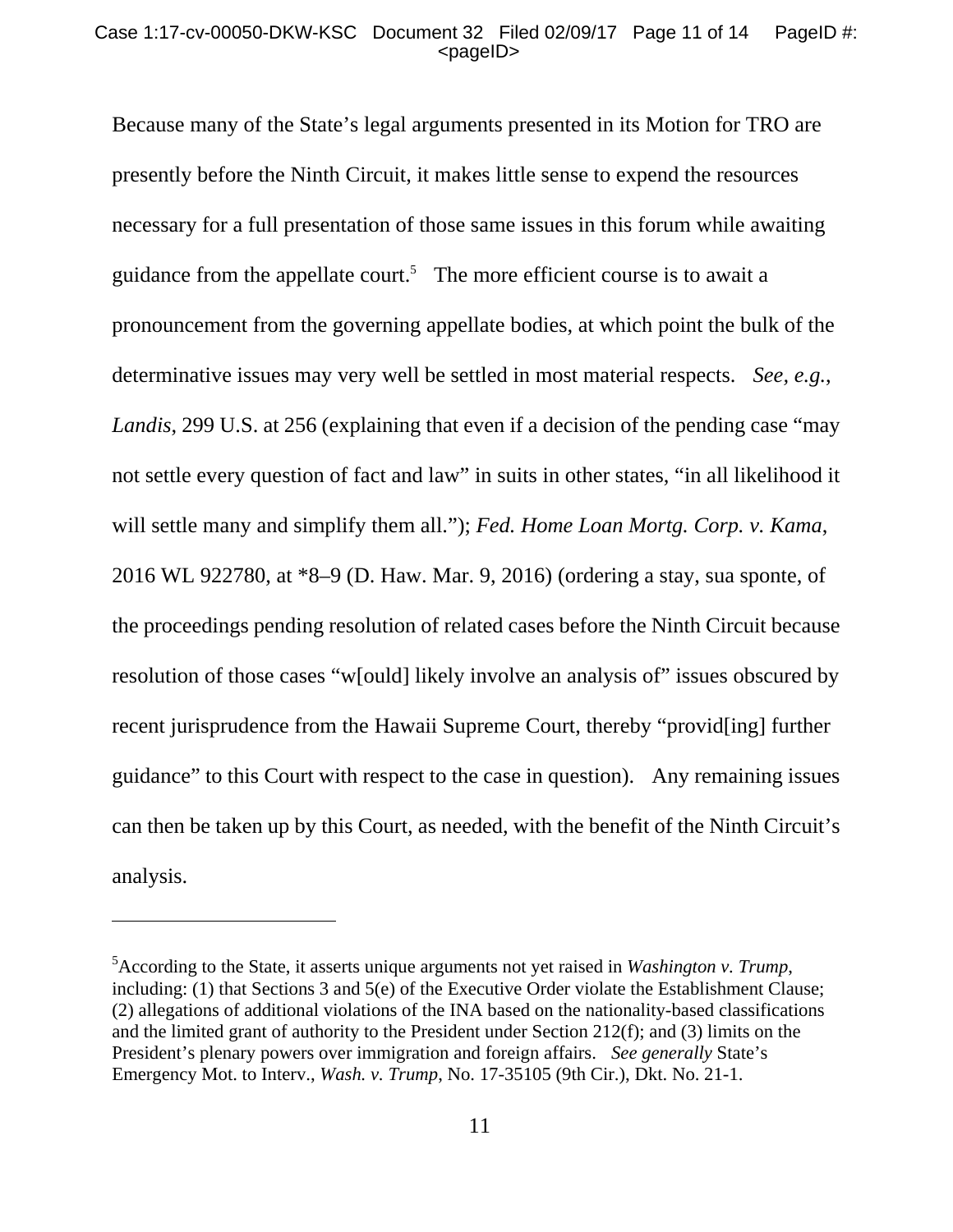Because many of the State's legal arguments presented in its Motion for TRO are presently before the Ninth Circuit, it makes little sense to expend the resources necessary for a full presentation of those same issues in this forum while awaiting guidance from the appellate court.[5] The more efficient course is to await a pronouncement from the governing appellate bodies, at which point the bulk of the determinative issues may very well be settled in most material respects. *See, e.g.*, *Landis*, 299 U.S. at 256 (explaining that even if a decision of the pending case "may not settle every question of fact and law" in suits in other states, "in all likelihood it will settle many and simplify them all."); *Fed. Home Loan Mortg. Corp. v. Kama*, 2016 WL 922780, at *8–9 (D. Haw. Mar. 9, 2016) (ordering a stay, sua sponte, of the proceedings pending resolution of related cases before the Ninth Circuit because resolution of those cases "w[ould] likely involve an analysis of" issues obscured by recent jurisprudence from the Hawaii Supreme Court, thereby "provid[ing] further guidance" to this Court with respect to the case in question). Any remaining issues can then be taken up by this Court, as needed, with the benefit of the Ninth Circuit's analysis.

---

[5] According to the State, it asserts unique arguments not yet raised in *Washington v. Trump*, including: (1) that Sections 3 and 5(e) of the Executive Order violate the Establishment Clause; (2) allegations of additional violations of the INA based on the nationality-based classifications and the limited grant of authority to the President under Section 212(f); and (3) limits on the President's plenary powers over immigration and foreign affairs. *See generally* State's Emergency Mot. to Interv., *Wash. v. Trump*, No. 17-35105 (9th Cir.), Dkt. No. 21-1.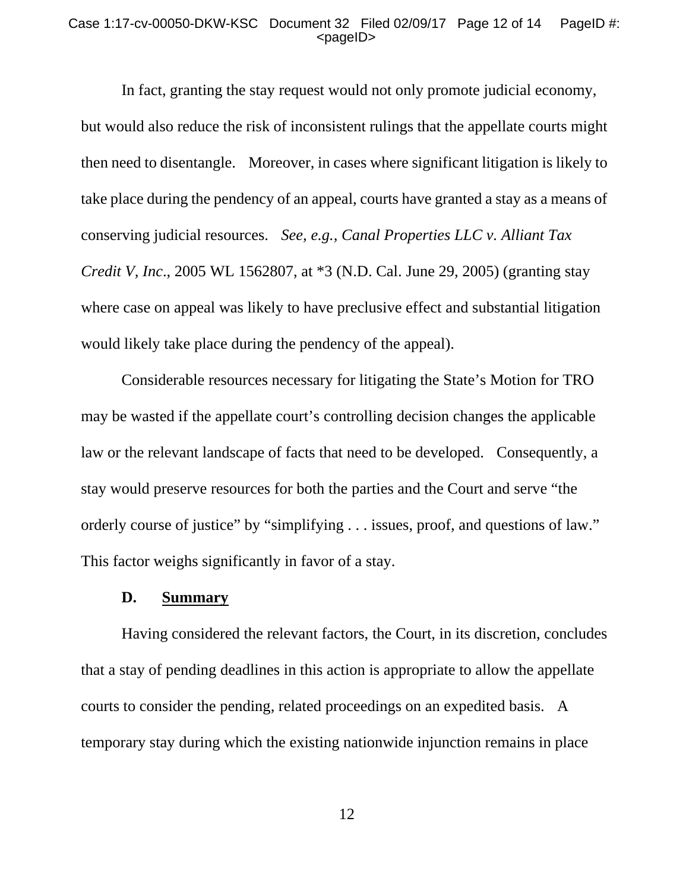In fact, granting the stay request would not only promote judicial economy, but would also reduce the risk of inconsistent rulings that the appellate courts might then need to disentangle. Moreover, in cases where significant litigation is likely to take place during the pendency of an appeal, courts have granted a stay as a means of conserving judicial resources. *See, e.g.*, *Canal Properties LLC v. Alliant Tax Credit V, Inc*., 2005 WL 1562807, at *3 (N.D. Cal. June 29, 2005) (granting stay where case on appeal was likely to have preclusive effect and substantial litigation would likely take place during the pendency of the appeal).

Considerable resources necessary for litigating the State's Motion for TRO may be wasted if the appellate court's controlling decision changes the applicable law or the relevant landscape of facts that need to be developed. Consequently, a stay would preserve resources for both the parties and the Court and serve "the orderly course of justice" by "simplifying . . . issues, proof, and questions of law." This factor weighs significantly in favor of a stay.

### D. Summary

Having considered the relevant factors, the Court, in its discretion, concludes that a stay of pending deadlines in this action is appropriate to allow the appellate courts to consider the pending, related proceedings on an expedited basis. A temporary stay during which the existing nationwide injunction remains in place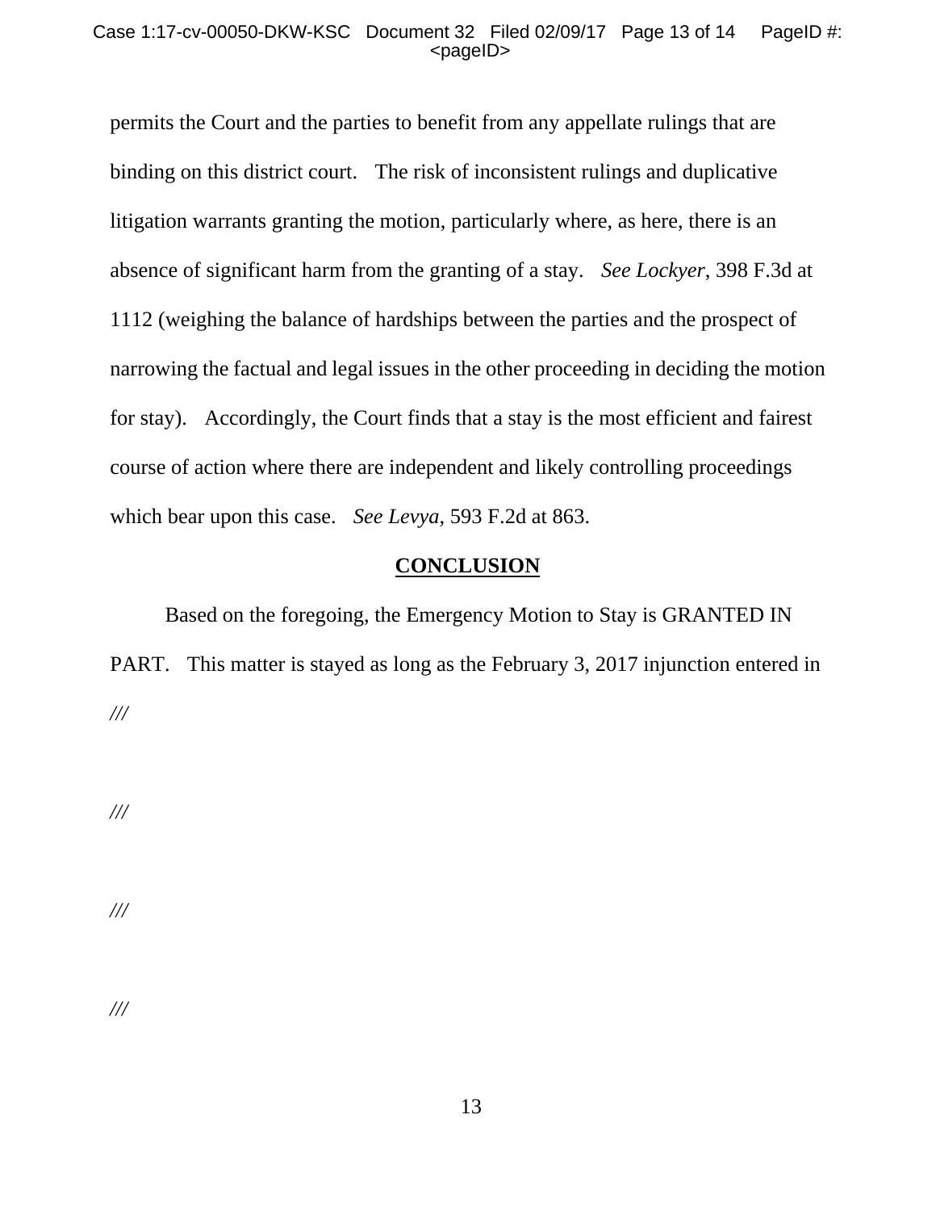permits the Court and the parties to benefit from any appellate rulings that are binding on this district court. The risk of inconsistent rulings and duplicative litigation warrants granting the motion, particularly where, as here, there is an absence of significant harm from the granting of a stay. *See Lockyer*, 398 F.3d at 1112 (weighing the balance of hardships between the parties and the prospect of narrowing the factual and legal issues in the other proceeding in deciding the motion for stay). Accordingly, the Court finds that a stay is the most efficient and fairest course of action where there are independent and likely controlling proceedings which bear upon this case. *See Levya*, 593 F.2d at 863.

**CONCLUSION**

Based on the foregoing, the Emergency Motion to Stay is GRANTED IN PART. This matter is stayed as long as the February 3, 2017 injunction entered in

///

///

///

///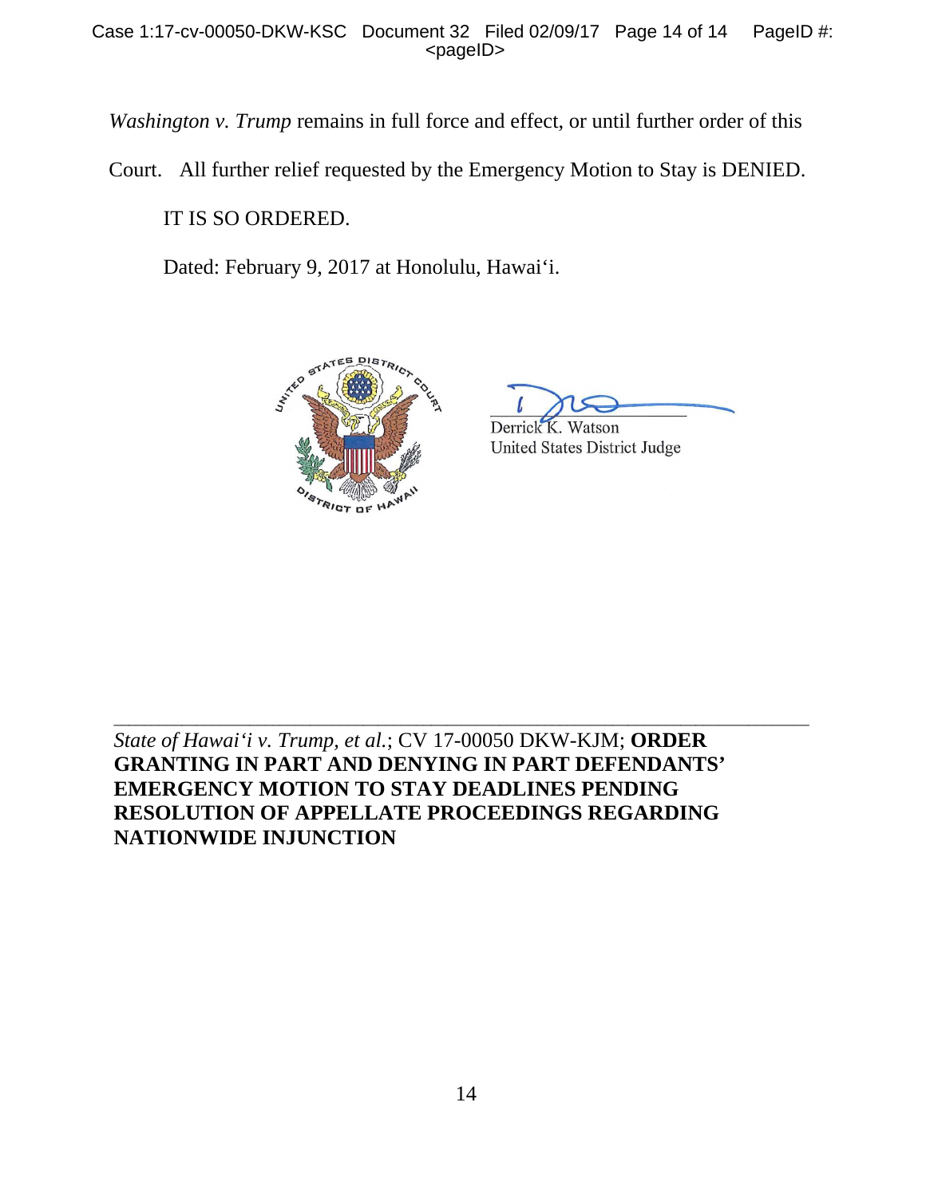*Washington v. Trump* remains in full force and effect, or until further order of this Court. All further relief requested by the Emergency Motion to Stay is DENIED.

IT IS SO ORDERED.

Dated: February 9, 2017 at Honolulu, Hawai'i.

Derrick K. Watson
United States District Judge

---

*State of Hawai'i v. Trump, et al.*; CV 17-00050 DKW-KJM; **ORDER GRANTING IN PART AND DENYING IN PART DEFENDANTS' EMERGENCY MOTION TO STAY DEADLINES PENDING RESOLUTION OF APPELLATE PROCEEDINGS REGARDING NATIONWIDE INJUNCTION**